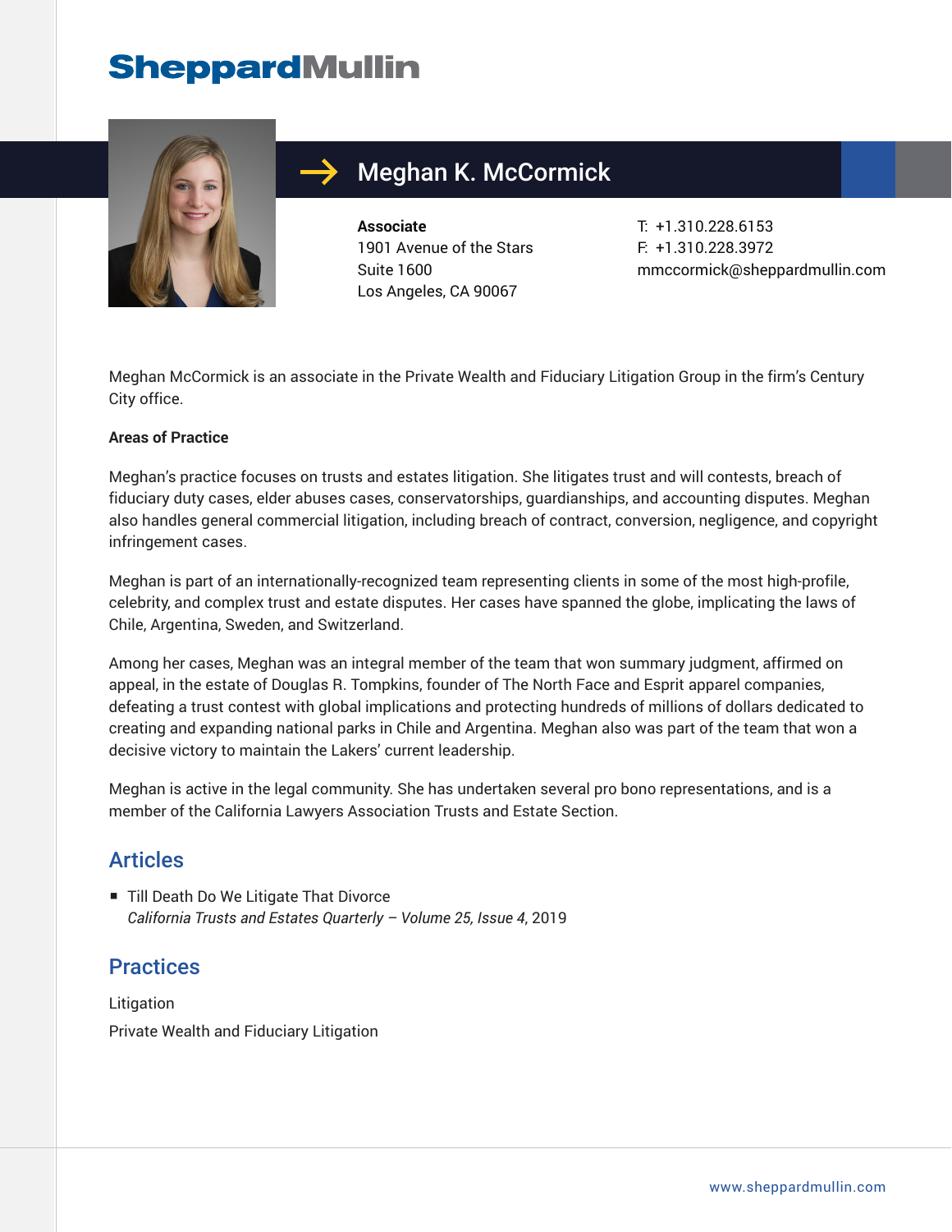SheppardMullin

# Meghan K. McCormick

**Associate**
1901 Avenue of the Stars
Suite 1600
Los Angeles, CA 90067

T: +1.310.228.6153
F: +1.310.228.3972
mmccormick@sheppardmullin.com

Meghan McCormick is an associate in the Private Wealth and Fiduciary Litigation Group in the firm's Century City office.

**Areas of Practice**

Meghan's practice focuses on trusts and estates litigation. She litigates trust and will contests, breach of fiduciary duty cases, elder abuses cases, conservatorships, guardianships, and accounting disputes. Meghan also handles general commercial litigation, including breach of contract, conversion, negligence, and copyright infringement cases.

Meghan is part of an internationally-recognized team representing clients in some of the most high-profile, celebrity, and complex trust and estate disputes. Her cases have spanned the globe, implicating the laws of Chile, Argentina, Sweden, and Switzerland.

Among her cases, Meghan was an integral member of the team that won summary judgment, affirmed on appeal, in the estate of Douglas R. Tompkins, founder of The North Face and Esprit apparel companies, defeating a trust contest with global implications and protecting hundreds of millions of dollars dedicated to creating and expanding national parks in Chile and Argentina. Meghan also was part of the team that won a decisive victory to maintain the Lakers' current leadership.

Meghan is active in the legal community. She has undertaken several pro bono representations, and is a member of the California Lawyers Association Trusts and Estate Section.

## Articles

- Till Death Do We Litigate That Divorce
  *California Trusts and Estates Quarterly – Volume 25, Issue 4*, 2019

## Practices

Litigation

Private Wealth and Fiduciary Litigation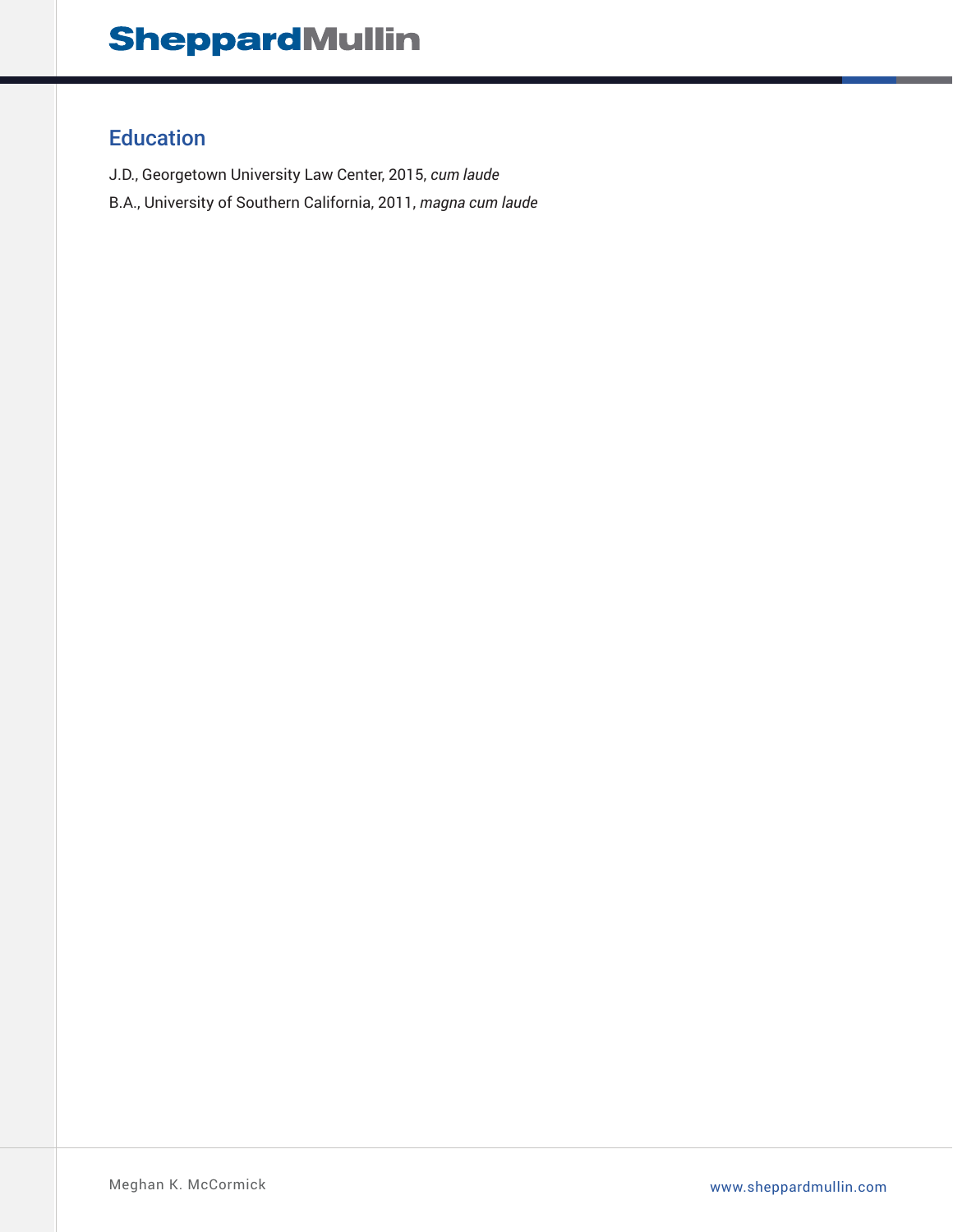## Education

J.D., Georgetown University Law Center, 2015, *cum laude*

B.A., University of Southern California, 2011, *magna cum laude*